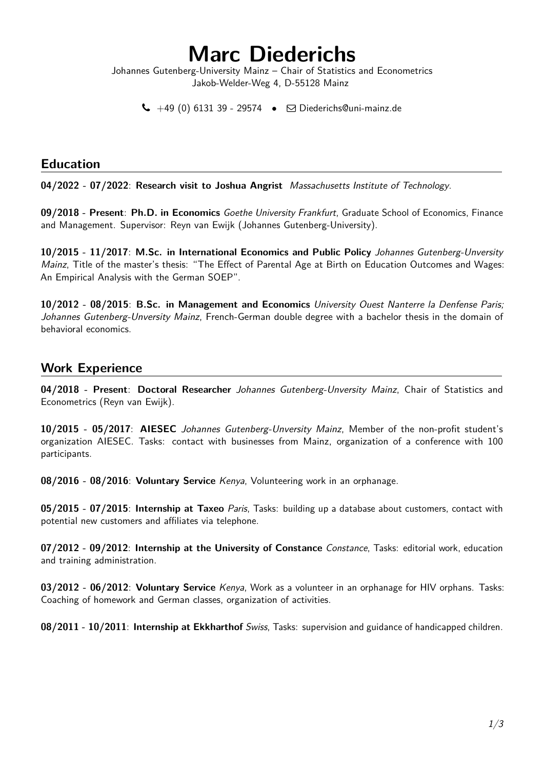# Marc Diederichs

Johannes Gutenberg-University Mainz – Chair of Statistics and Econometrics
Jakob-Welder-Weg 4, D-55128 Mainz

+49 (0) 6131 39 - 29574 • Diederichs@uni-mainz.de

## Education

**04/2022 - 07/2022**: **Research visit to Joshua Angrist** *Massachusetts Institute of Technology*.

**09/2018 - Present**: **Ph.D. in Economics** *Goethe University Frankfurt*, Graduate School of Economics, Finance and Management. Supervisor: Reyn van Ewijk (Johannes Gutenberg-University).

**10/2015 - 11/2017**: **M.Sc. in International Economics and Public Policy** *Johannes Gutenberg-Unversity Mainz*, Title of the master's thesis: "The Effect of Parental Age at Birth on Education Outcomes and Wages: An Empirical Analysis with the German SOEP".

**10/2012 - 08/2015**: **B.Sc. in Management and Economics** *University Ouest Nanterre la Denfense Paris; Johannes Gutenberg-Unversity Mainz*, French-German double degree with a bachelor thesis in the domain of behavioral economics.

## Work Experience

**04/2018 - Present**: **Doctoral Researcher** *Johannes Gutenberg-Unversity Mainz*, Chair of Statistics and Econometrics (Reyn van Ewijk).

**10/2015 - 05/2017**: **AIESEC** *Johannes Gutenberg-Unversity Mainz*, Member of the non-profit student's organization AIESEC. Tasks: contact with businesses from Mainz, organization of a conference with 100 participants.

**08/2016 - 08/2016**: **Voluntary Service** *Kenya*, Volunteering work in an orphanage.

**05/2015 - 07/2015**: **Internship at Taxeo** *Paris*, Tasks: building up a database about customers, contact with potential new customers and affiliates via telephone.

**07/2012 - 09/2012**: **Internship at the University of Constance** *Constance*, Tasks: editorial work, education and training administration.

**03/2012 - 06/2012**: **Voluntary Service** *Kenya*, Work as a volunteer in an orphanage for HIV orphans. Tasks: Coaching of homework and German classes, organization of activities.

**08/2011 - 10/2011**: **Internship at Ekkharthof** *Swiss*, Tasks: supervision and guidance of handicapped children.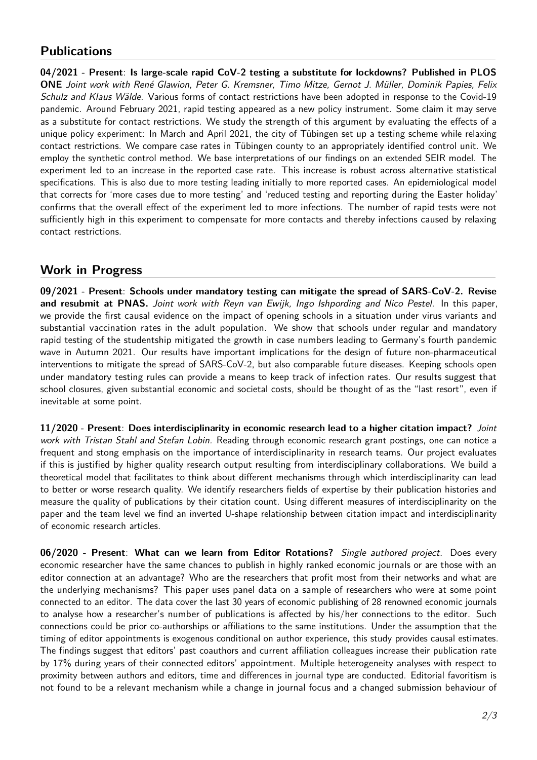## Publications

**04/2021 - Present**: **Is large-scale rapid CoV-2 testing a substitute for lockdowns? Published in PLOS ONE** *Joint work with René Glawion, Peter G. Kremsner, Timo Mitze, Gernot J. Müller, Dominik Papies, Felix Schulz and Klaus Wälde.* Various forms of contact restrictions have been adopted in response to the Covid-19 pandemic. Around February 2021, rapid testing appeared as a new policy instrument. Some claim it may serve as a substitute for contact restrictions. We study the strength of this argument by evaluating the effects of a unique policy experiment: In March and April 2021, the city of Tübingen set up a testing scheme while relaxing contact restrictions. We compare case rates in Tübingen county to an appropriately identified control unit. We employ the synthetic control method. We base interpretations of our findings on an extended SEIR model. The experiment led to an increase in the reported case rate. This increase is robust across alternative statistical specifications. This is also due to more testing leading initially to more reported cases. An epidemiological model that corrects for 'more cases due to more testing' and 'reduced testing and reporting during the Easter holiday' confirms that the overall effect of the experiment led to more infections. The number of rapid tests were not sufficiently high in this experiment to compensate for more contacts and thereby infections caused by relaxing contact restrictions.

## Work in Progress

**09/2021 - Present**: **Schools under mandatory testing can mitigate the spread of SARS-CoV-2. Revise and resubmit at PNAS.** *Joint work with Reyn van Ewijk, Ingo Ishpording and Nico Pestel.* In this paper, we provide the first causal evidence on the impact of opening schools in a situation under virus variants and substantial vaccination rates in the adult population. We show that schools under regular and mandatory rapid testing of the studentship mitigated the growth in case numbers leading to Germany's fourth pandemic wave in Autumn 2021. Our results have important implications for the design of future non-pharmaceutical interventions to mitigate the spread of SARS-CoV-2, but also comparable future diseases. Keeping schools open under mandatory testing rules can provide a means to keep track of infection rates. Our results suggest that school closures, given substantial economic and societal costs, should be thought of as the "last resort", even if inevitable at some point.

**11/2020 - Present**: **Does interdisciplinarity in economic research lead to a higher citation impact?** *Joint work with Tristan Stahl and Stefan Lobin.* Reading through economic research grant postings, one can notice a frequent and stong emphasis on the importance of interdisciplinarity in research teams. Our project evaluates if this is justified by higher quality research output resulting from interdisciplinary collaborations. We build a theoretical model that facilitates to think about different mechanisms through which interdisciplinarity can lead to better or worse research quality. We identify researchers fields of expertise by their publication histories and measure the quality of publications by their citation count. Using different measures of interdisciplinarity on the paper and the team level we find an inverted U-shape relationship between citation impact and interdisciplinarity of economic research articles.

**06/2020 - Present**: **What can we learn from Editor Rotations?** *Single authored project.* Does every economic researcher have the same chances to publish in highly ranked economic journals or are those with an editor connection at an advantage? Who are the researchers that profit most from their networks and what are the underlying mechanisms? This paper uses panel data on a sample of researchers who were at some point connected to an editor. The data cover the last 30 years of economic publishing of 28 renowned economic journals to analyse how a researcher's number of publications is affected by his/her connections to the editor. Such connections could be prior co-authorships or affiliations to the same institutions. Under the assumption that the timing of editor appointments is exogenous conditional on author experience, this study provides causal estimates. The findings suggest that editors' past coauthors and current affiliation colleagues increase their publication rate by 17% during years of their connected editors' appointment. Multiple heterogeneity analyses with respect to proximity between authors and editors, time and differences in journal type are conducted. Editorial favoritism is not found to be a relevant mechanism while a change in journal focus and a changed submission behaviour of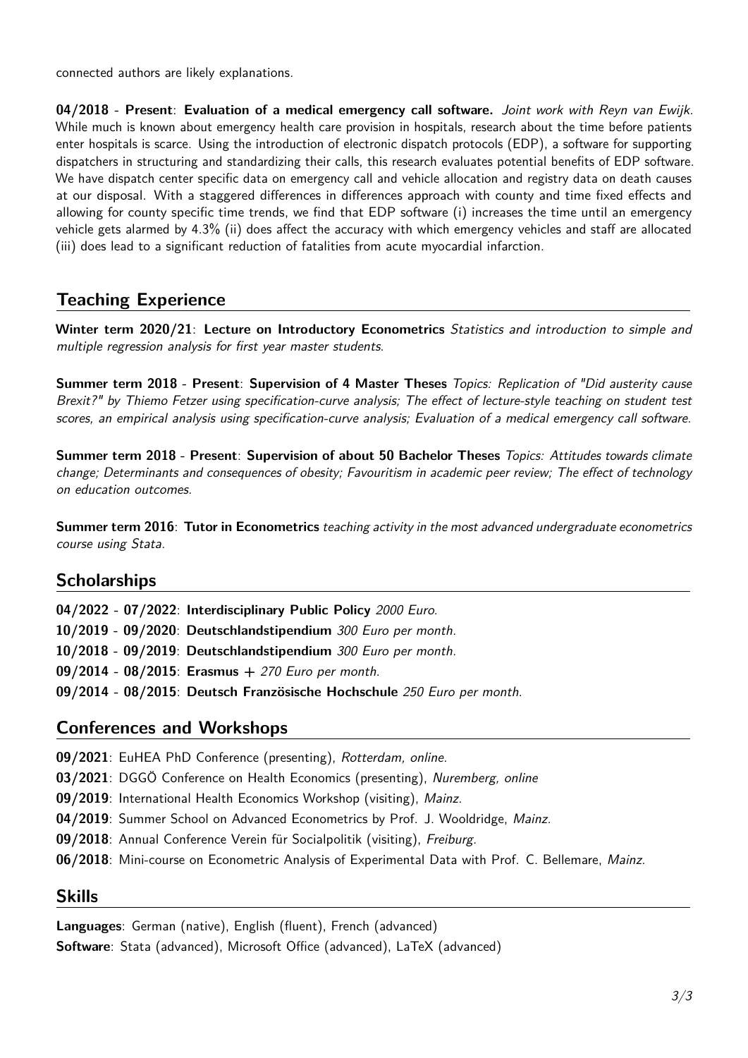connected authors are likely explanations.

**04/2018 - Present**: **Evaluation of a medical emergency call software.** *Joint work with Reyn van Ewijk.* While much is known about emergency health care provision in hospitals, research about the time before patients enter hospitals is scarce. Using the introduction of electronic dispatch protocols (EDP), a software for supporting dispatchers in structuring and standardizing their calls, this research evaluates potential benefits of EDP software. We have dispatch center specific data on emergency call and vehicle allocation and registry data on death causes at our disposal. With a staggered differences in differences approach with county and time fixed effects and allowing for county specific time trends, we find that EDP software (i) increases the time until an emergency vehicle gets alarmed by 4.3% (ii) does affect the accuracy with which emergency vehicles and staff are allocated (iii) does lead to a significant reduction of fatalities from acute myocardial infarction.

## Teaching Experience

**Winter term 2020/21**: **Lecture on Introductory Econometrics** *Statistics and introduction to simple and multiple regression analysis for first year master students.*

**Summer term 2018 - Present**: **Supervision of 4 Master Theses** *Topics: Replication of "Did austerity cause Brexit?" by Thiemo Fetzer using specification-curve analysis; The effect of lecture-style teaching on student test scores, an empirical analysis using specification-curve analysis; Evaluation of a medical emergency call software.*

**Summer term 2018 - Present**: **Supervision of about 50 Bachelor Theses** *Topics: Attitudes towards climate change; Determinants and consequences of obesity; Favouritism in academic peer review; The effect of technology on education outcomes.*

**Summer term 2016**: **Tutor in Econometrics** *teaching activity in the most advanced undergraduate econometrics course using Stata.*

## Scholarships

**04/2022 - 07/2022**: **Interdisciplinary Public Policy** *2000 Euro.*
**10/2019 - 09/2020**: **Deutschlandstipendium** *300 Euro per month.*
**10/2018 - 09/2019**: **Deutschlandstipendium** *300 Euro per month.*
**09/2014 - 08/2015**: **Erasmus +** *270 Euro per month.*
**09/2014 - 08/2015**: **Deutsch Französische Hochschule** *250 Euro per month.*

## Conferences and Workshops

**09/2021**: EuHEA PhD Conference (presenting), *Rotterdam, online.*
**03/2021**: DGGÖ Conference on Health Economics (presenting), *Nuremberg, online*
**09/2019**: International Health Economics Workshop (visiting), *Mainz.*
**04/2019**: Summer School on Advanced Econometrics by Prof. J. Wooldridge, *Mainz.*
**09/2018**: Annual Conference Verein für Socialpolitik (visiting), *Freiburg.*
**06/2018**: Mini-course on Econometric Analysis of Experimental Data with Prof. C. Bellemare, *Mainz.*

## Skills

**Languages**: German (native), English (fluent), French (advanced)
**Software**: Stata (advanced), Microsoft Office (advanced), LaTeX (advanced)